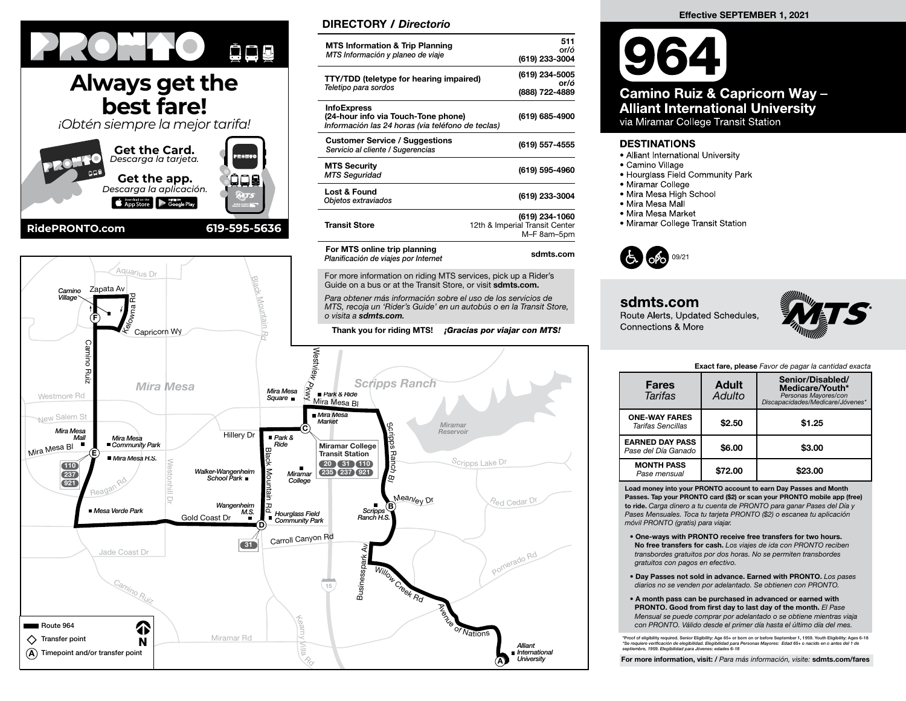# PRONTO

## Always get the best fare!

*¡Obtén siempre la mejor tarifa!*

**Get the Card.** *Descarga la tarjeta.*

**Get the app.** *Descarga la aplicación.*

App Store | Google Play

**RidePRONTO.com** **619-595-5636**

## DIRECTORY / *Directorio*

| | |
|---|---|
| **MTS Information & Trip Planning** *MTS Información y planeo de viaje* | **511 or/ó (619) 233-3004** |
| **TTY/TDD (teletype for hearing impaired)** *Teletipo para sordos* | **(619) 234-5005 or/ó (888) 722-4889** |
| **InfoExpress (24-hour info via Touch-Tone phone)** *Información las 24 horas (via teléfono de teclas)* | **(619) 685-4900** |
| **Customer Service / Suggestions** *Servicio al cliente / Sugerencias* | **(619) 557-4555** |
| **MTS Security** *MTS Seguridad* | **(619) 595-4960** |
| **Lost & Found** *Objetos extraviados* | **(619) 233-3004** |
| **Transit Store** | **(619) 234-1060** 12th & Imperial Transit Center M–F 8am–5pm |
| **For MTS online trip planning** *Planificación de viajes por Internet* | **sdmts.com** |

For more information on riding MTS services, pick up a Rider's Guide on a bus or at the Transit Store, or visit **sdmts.com.**

*Para obtener más información sobre el uso de los servicios de MTS, recoja un 'Rider's Guide' en un autobús o en la Transit Store, o visita a **sdmts.com.***

**Thank you for riding MTS!** ***¡Gracias por viajar con MTS!***

**Effective SEPTEMBER 1, 2021**

# 964

## Camino Ruiz & Capricorn Way – Alliant International University

via Miramar College Transit Station

### DESTINATIONS

- Alliant International University
- Camino Village
- Hourglass Field Community Park
- Miramar College
- Mira Mesa High School
- Mira Mesa Mall
- Mira Mesa Market
- Miramar College Transit Station

09/21

**sdmts.com**
Route Alerts, Updated Schedules, Connections & More

MTS

Route 964 map — Timepoints: (A) Alliant International University; (B) Scripps Ranch H.S. (Meanley Dr); (C) Mira Mesa Market / Miramar College Transit Station (20, 31, 110, 235, 237, 921); (D) Gold Coast Dr & Black Mountain Rd (31); (E) Mira Mesa Bl & Camino Ruiz (110, 237, 921); (F) Camino Village.

Route 964 — Transfer point — Timepoint and/or transfer point

**Exact fare, please** *Favor de pagar la cantidad exacta*

| **Fares** *Tarifas* | **Adult** *Adulto* | **Senior/Disabled/ Medicare/Youth*** *Personas Mayores/con Discapacidades/Medicare/Jóvenes** |
|---|---|---|
| **ONE-WAY FARES** *Tarifas Sencillas* | **$2.50** | **$1.25** |
| **EARNED DAY PASS** *Pase del Día Ganado* | **$6.00** | **$3.00** |
| **MONTH PASS** *Pase mensual* | **$72.00** | **$23.00** |

**Load money into your PRONTO account to earn Day Passes and Month Passes. Tap your PRONTO card ($2) or scan your PRONTO mobile app (free) to ride.** *Carga dinero a tu cuenta de PRONTO para ganar Pases del Día y Pases Mensuales. Toca tu tarjeta PRONTO ($2) o escanea tu aplicación móvil PRONTO (gratis) para viajar.*

- **One-ways with PRONTO receive free transfers for two hours. No free transfers for cash.** *Los viajes de ida con PRONTO reciben transbordes gratuitos por dos horas. No se permiten transbordes gratuitos con pagos en efectivo.*
- **Day Passes not sold in advance. Earned with PRONTO.** *Los pases diarios no se venden por adelantado. Se obtienen con PRONTO.*
- **A month pass can be purchased in advanced or earned with PRONTO. Good from first day to last day of the month.** *El Pase Mensual se puede comprar por adelantado o se obtiene mientras viaja con PRONTO. Válido desde el primer día hasta el último día del mes.*

*Proof of eligibility required. Senior Eligibility: Age 65+ or born on or before September 1, 1959. Youth Eligibility: Ages 6-18
*Se requiere verificación de elegibilidad. Elegibilidad para Personas Mayores: Edad 65+ o nacido en o antes del 1 de septiembre, 1959. Elegibilidad para Jóvenes: edades 6-18

**For more information, visit:** / *Para más información, visite:* **sdmts.com/fares**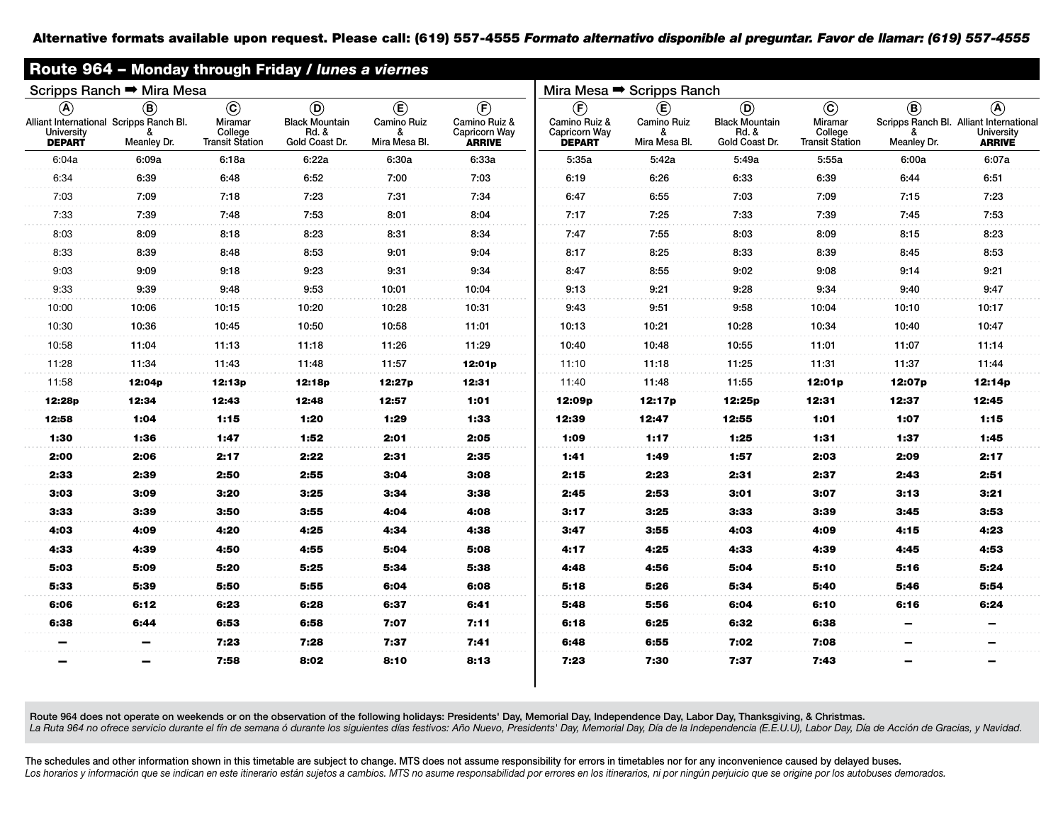Alternative formats available upon request. Please call: (619) 557-4555 *Formato alternativo disponible al preguntar. Favor de llamar: (619) 557-4555*

## Route 964 – Monday through Friday / *lunes a viernes*

### Scripps Ranch ➡ Mira Mesa

| (A) Alliant International University DEPART | (B) Scripps Ranch Bl. & Meanley Dr. | (C) Miramar College Transit Station | (D) Black Mountain Rd. & Gold Coast Dr. | (E) Camino Ruiz & Mira Mesa Bl. | (F) Camino Ruiz & Capricorn Way ARRIVE |
|---|---|---|---|---|---|
| 6:04a | 6:09a | 6:18a | 6:22a | 6:30a | 6:33a |
| 6:34 | 6:39 | 6:48 | 6:52 | 7:00 | 7:03 |
| 7:03 | 7:09 | 7:18 | 7:23 | 7:31 | 7:34 |
| 7:33 | 7:39 | 7:48 | 7:53 | 8:01 | 8:04 |
| 8:03 | 8:09 | 8:18 | 8:23 | 8:31 | 8:34 |
| 8:33 | 8:39 | 8:48 | 8:53 | 9:01 | 9:04 |
| 9:03 | 9:09 | 9:18 | 9:23 | 9:31 | 9:34 |
| 9:33 | 9:39 | 9:48 | 9:53 | 10:01 | 10:04 |
| 10:00 | 10:06 | 10:15 | 10:20 | 10:28 | 10:31 |
| 10:30 | 10:36 | 10:45 | 10:50 | 10:58 | 11:01 |
| 10:58 | 11:04 | 11:13 | 11:18 | 11:26 | 11:29 |
| 11:28 | 11:34 | 11:43 | 11:48 | 11:57 | **12:01p** |
| 11:58 | **12:04p** | **12:13p** | **12:18p** | **12:27p** | **12:31** |
| **12:28p** | **12:34** | **12:43** | **12:48** | **12:57** | **1:01** |
| **12:58** | **1:04** | **1:15** | **1:20** | **1:29** | **1:33** |
| **1:30** | **1:36** | **1:47** | **1:52** | **2:01** | **2:05** |
| **2:00** | **2:06** | **2:17** | **2:22** | **2:31** | **2:35** |
| **2:33** | **2:39** | **2:50** | **2:55** | **3:04** | **3:08** |
| **3:03** | **3:09** | **3:20** | **3:25** | **3:34** | **3:38** |
| **3:33** | **3:39** | **3:50** | **3:55** | **4:04** | **4:08** |
| **4:03** | **4:09** | **4:20** | **4:25** | **4:34** | **4:38** |
| **4:33** | **4:39** | **4:50** | **4:55** | **5:04** | **5:08** |
| **5:03** | **5:09** | **5:20** | **5:25** | **5:34** | **5:38** |
| **5:33** | **5:39** | **5:50** | **5:55** | **6:04** | **6:08** |
| **6:06** | **6:12** | **6:23** | **6:28** | **6:37** | **6:41** |
| **6:38** | **6:44** | **6:53** | **6:58** | **7:07** | **7:11** |
| – | – | **7:23** | **7:28** | **7:37** | **7:41** |
| – | – | **7:58** | **8:02** | **8:10** | **8:13** |

### Mira Mesa ➡ Scripps Ranch

| (F) Camino Ruiz & Capricorn Way DEPART | (E) Camino Ruiz & Mira Mesa Bl. | (D) Black Mountain Rd. & Gold Coast Dr. | (C) Miramar College Transit Station | (B) Scripps Ranch Bl. & Meanley Dr. | (A) Alliant International University ARRIVE |
|---|---|---|---|---|---|
| 5:35a | 5:42a | 5:49a | 5:55a | 6:00a | 6:07a |
| 6:19 | 6:26 | 6:33 | 6:39 | 6:44 | 6:51 |
| 6:47 | 6:55 | 7:03 | 7:09 | 7:15 | 7:23 |
| 7:17 | 7:25 | 7:33 | 7:39 | 7:45 | 7:53 |
| 7:47 | 7:55 | 8:03 | 8:09 | 8:15 | 8:23 |
| 8:17 | 8:25 | 8:33 | 8:39 | 8:45 | 8:53 |
| 8:47 | 8:55 | 9:02 | 9:08 | 9:14 | 9:21 |
| 9:13 | 9:21 | 9:28 | 9:34 | 9:40 | 9:47 |
| 9:43 | 9:51 | 9:58 | 10:04 | 10:10 | 10:17 |
| 10:13 | 10:21 | 10:28 | 10:34 | 10:40 | 10:47 |
| 10:40 | 10:48 | 10:55 | 11:01 | 11:07 | 11:14 |
| 11:10 | 11:18 | 11:25 | 11:31 | 11:37 | 11:44 |
| 11:40 | 11:48 | 11:55 | **12:01p** | **12:07p** | **12:14p** |
| **12:09p** | **12:17p** | **12:25p** | **12:31** | **12:37** | **12:45** |
| **12:39** | **12:47** | **12:55** | **1:01** | **1:07** | **1:15** |
| **1:09** | **1:17** | **1:25** | **1:31** | **1:37** | **1:45** |
| **1:41** | **1:49** | **1:57** | **2:03** | **2:09** | **2:17** |
| **2:15** | **2:23** | **2:31** | **2:37** | **2:43** | **2:51** |
| **2:45** | **2:53** | **3:01** | **3:07** | **3:13** | **3:21** |
| **3:17** | **3:25** | **3:33** | **3:39** | **3:45** | **3:53** |
| **3:47** | **3:55** | **4:03** | **4:09** | **4:15** | **4:23** |
| **4:17** | **4:25** | **4:33** | **4:39** | **4:45** | **4:53** |
| **4:48** | **4:56** | **5:04** | **5:10** | **5:16** | **5:24** |
| **5:18** | **5:26** | **5:34** | **5:40** | **5:46** | **5:54** |
| **5:48** | **5:56** | **6:04** | **6:10** | **6:16** | **6:24** |
| **6:18** | **6:25** | **6:32** | **6:38** | – | – |
| **6:48** | **6:55** | **7:02** | **7:08** | – | – |
| **7:23** | **7:30** | **7:37** | **7:43** | – | – |

Route 964 does not operate on weekends or on the observation of the following holidays: Presidents' Day, Memorial Day, Independence Day, Labor Day, Thanksgiving, & Christmas.
*La Ruta 964 no ofrece servicio durante el fín de semana ó durante los siguientes días festivos: Año Nuevo, Presidents' Day, Memorial Day, Día de la Independencia (E.E.U.U), Labor Day, Día de Acción de Gracias, y Navidad.*

The schedules and other information shown in this timetable are subject to change. MTS does not assume responsibility for errors in timetables nor for any inconvenience caused by delayed buses.
*Los horarios y información que se indican en este itinerario están sujetos a cambios. MTS no asume responsabilidad por errores en los itinerarios, ni por ningún perjuicio que se origine por los autobuses demorados.*